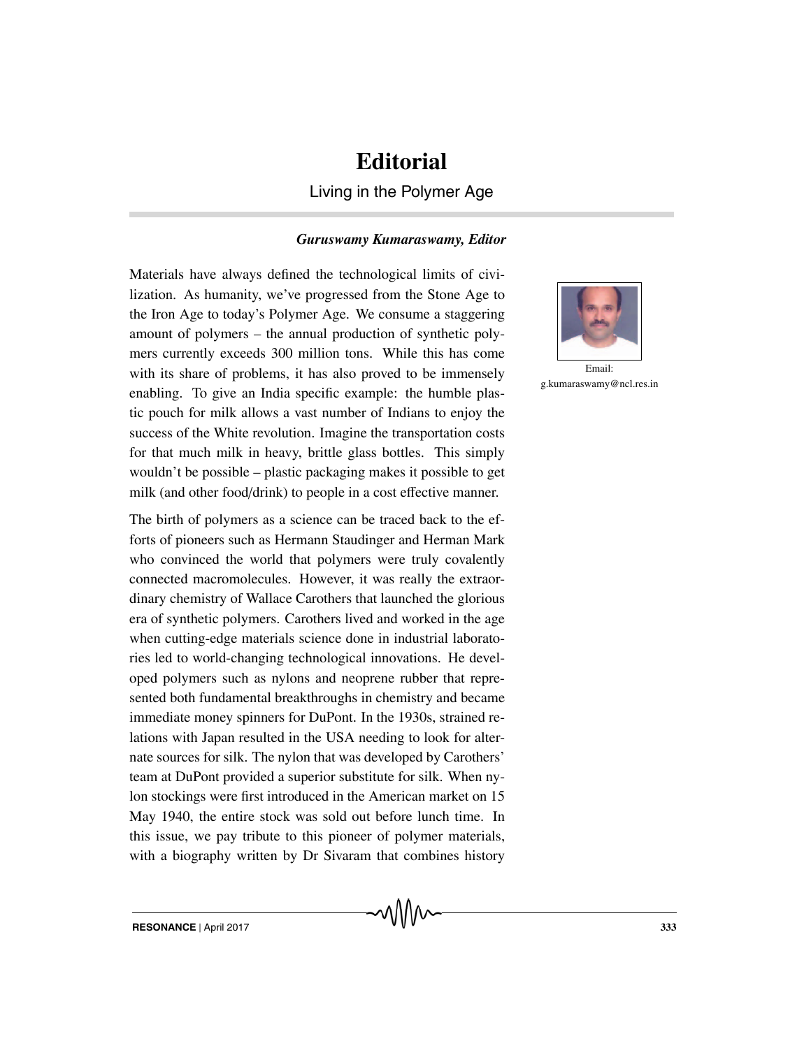# Editorial

## Living in the Polymer Age

***Guruswamy Kumaraswamy, Editor***

Email: g.kumaraswamy@ncl.res.in

Materials have always defined the technological limits of civilization. As humanity, we've progressed from the Stone Age to the Iron Age to today's Polymer Age. We consume a staggering amount of polymers – the annual production of synthetic polymers currently exceeds 300 million tons. While this has come with its share of problems, it has also proved to be immensely enabling. To give an India specific example: the humble plastic pouch for milk allows a vast number of Indians to enjoy the success of the White revolution. Imagine the transportation costs for that much milk in heavy, brittle glass bottles. This simply wouldn't be possible – plastic packaging makes it possible to get milk (and other food/drink) to people in a cost effective manner.

The birth of polymers as a science can be traced back to the efforts of pioneers such as Hermann Staudinger and Herman Mark who convinced the world that polymers were truly covalently connected macromolecules. However, it was really the extraordinary chemistry of Wallace Carothers that launched the glorious era of synthetic polymers. Carothers lived and worked in the age when cutting-edge materials science done in industrial laboratories led to world-changing technological innovations. He developed polymers such as nylons and neoprene rubber that represented both fundamental breakthroughs in chemistry and became immediate money spinners for DuPont. In the 1930s, strained relations with Japan resulted in the USA needing to look for alternate sources for silk. The nylon that was developed by Carothers' team at DuPont provided a superior substitute for silk. When nylon stockings were first introduced in the American market on 15 May 1940, the entire stock was sold out before lunch time. In this issue, we pay tribute to this pioneer of polymer materials, with a biography written by Dr Sivaram that combines history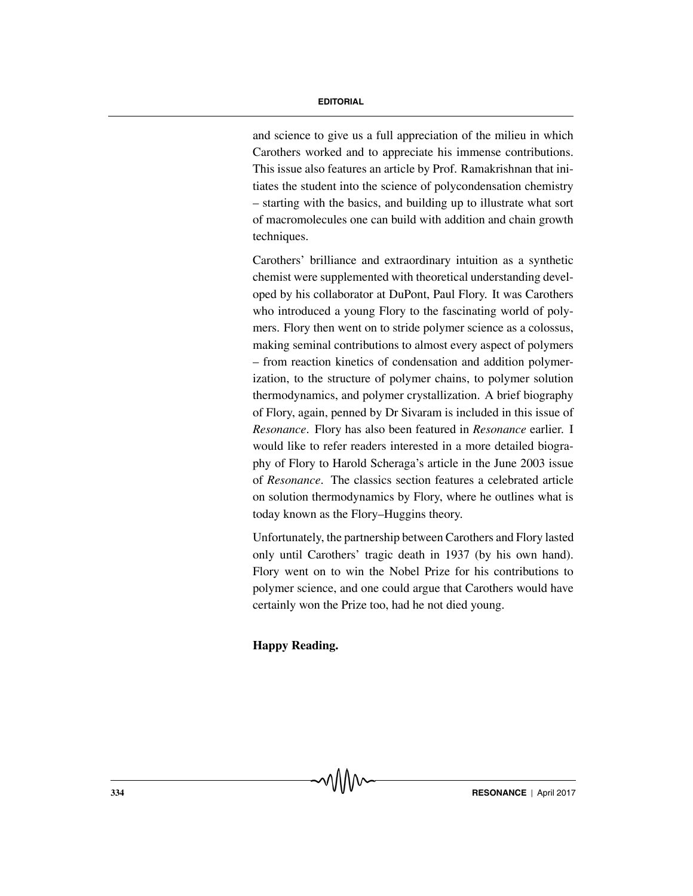and science to give us a full appreciation of the milieu in which Carothers worked and to appreciate his immense contributions. This issue also features an article by Prof. Ramakrishnan that initiates the student into the science of polycondensation chemistry – starting with the basics, and building up to illustrate what sort of macromolecules one can build with addition and chain growth techniques.

Carothers' brilliance and extraordinary intuition as a synthetic chemist were supplemented with theoretical understanding developed by his collaborator at DuPont, Paul Flory. It was Carothers who introduced a young Flory to the fascinating world of polymers. Flory then went on to stride polymer science as a colossus, making seminal contributions to almost every aspect of polymers – from reaction kinetics of condensation and addition polymerization, to the structure of polymer chains, to polymer solution thermodynamics, and polymer crystallization. A brief biography of Flory, again, penned by Dr Sivaram is included in this issue of *Resonance*. Flory has also been featured in *Resonance* earlier. I would like to refer readers interested in a more detailed biography of Flory to Harold Scheraga's article in the June 2003 issue of *Resonance*. The classics section features a celebrated article on solution thermodynamics by Flory, where he outlines what is today known as the Flory–Huggins theory.

Unfortunately, the partnership between Carothers and Flory lasted only until Carothers' tragic death in 1937 (by his own hand). Flory went on to win the Nobel Prize for his contributions to polymer science, and one could argue that Carothers would have certainly won the Prize too, had he not died young.

**Happy Reading.**